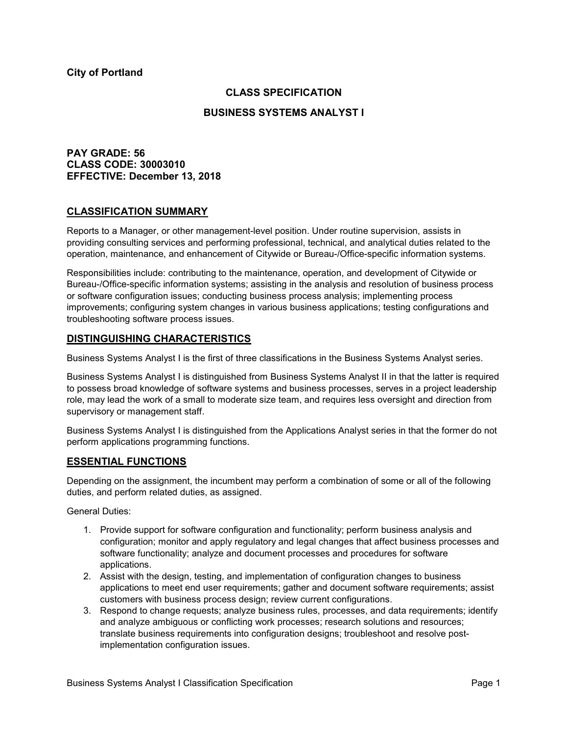**City of Portland**

## CLASS SPECIFICATION

## BUSINESS SYSTEMS ANALYST I

**PAY GRADE: 56**
**CLASS CODE: 30003010**
**EFFECTIVE: December 13, 2018**

## CLASSIFICATION SUMMARY

Reports to a Manager, or other management-level position. Under routine supervision, assists in providing consulting services and performing professional, technical, and analytical duties related to the operation, maintenance, and enhancement of Citywide or Bureau-/Office-specific information systems.

Responsibilities include: contributing to the maintenance, operation, and development of Citywide or Bureau-/Office-specific information systems; assisting in the analysis and resolution of business process or software configuration issues; conducting business process analysis; implementing process improvements; configuring system changes in various business applications; testing configurations and troubleshooting software process issues.

## DISTINGUISHING CHARACTERISTICS

Business Systems Analyst I is the first of three classifications in the Business Systems Analyst series.

Business Systems Analyst I is distinguished from Business Systems Analyst II in that the latter is required to possess broad knowledge of software systems and business processes, serves in a project leadership role, may lead the work of a small to moderate size team, and requires less oversight and direction from supervisory or management staff.

Business Systems Analyst I is distinguished from the Applications Analyst series in that the former do not perform applications programming functions.

## ESSENTIAL FUNCTIONS

Depending on the assignment, the incumbent may perform a combination of some or all of the following duties, and perform related duties, as assigned.

General Duties:

1. Provide support for software configuration and functionality; perform business analysis and configuration; monitor and apply regulatory and legal changes that affect business processes and software functionality; analyze and document processes and procedures for software applications.
2. Assist with the design, testing, and implementation of configuration changes to business applications to meet end user requirements; gather and document software requirements; assist customers with business process design; review current configurations.
3. Respond to change requests; analyze business rules, processes, and data requirements; identify and analyze ambiguous or conflicting work processes; research solutions and resources; translate business requirements into configuration designs; troubleshoot and resolve post-implementation configuration issues.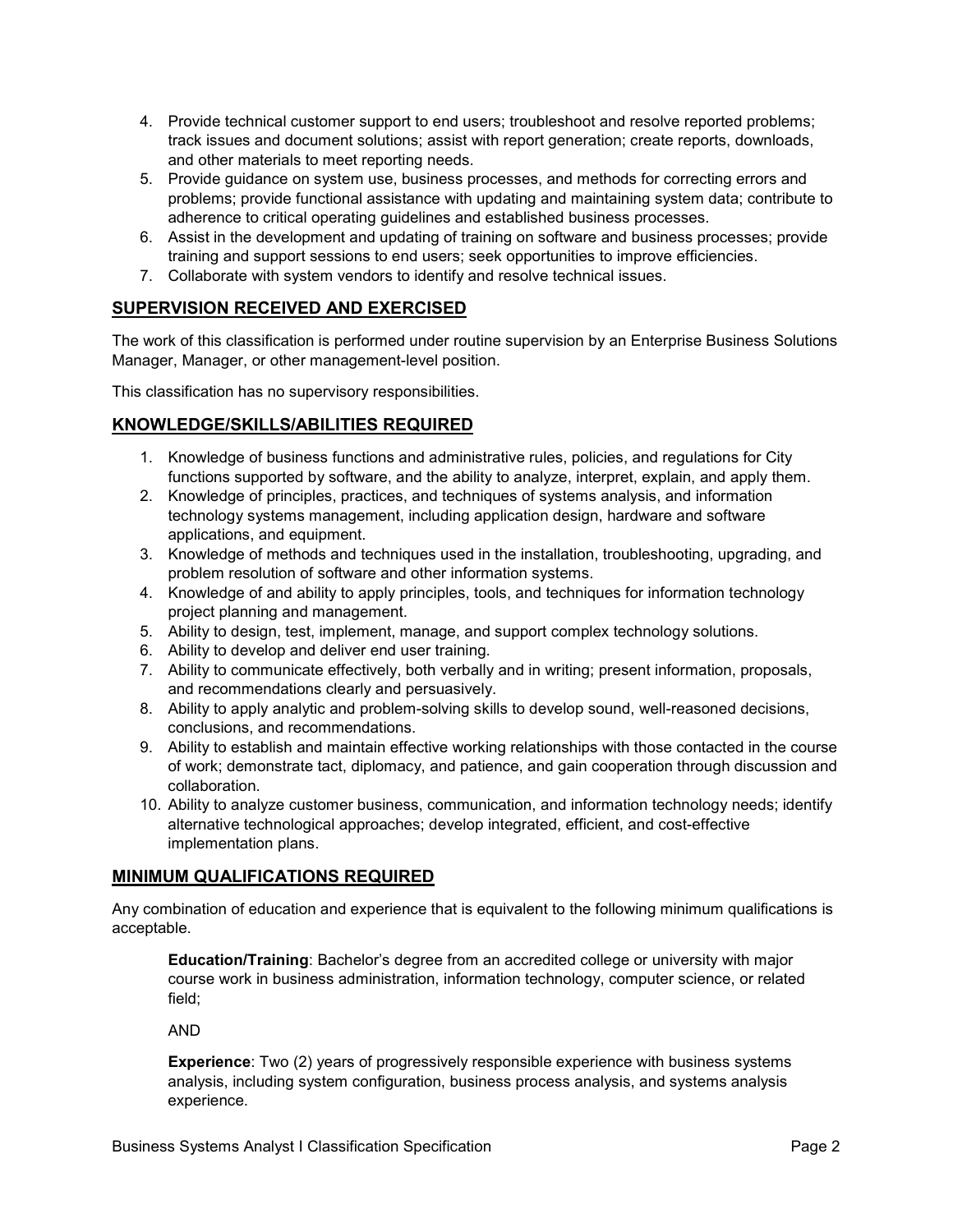4. Provide technical customer support to end users; troubleshoot and resolve reported problems; track issues and document solutions; assist with report generation; create reports, downloads, and other materials to meet reporting needs.
5. Provide guidance on system use, business processes, and methods for correcting errors and problems; provide functional assistance with updating and maintaining system data; contribute to adherence to critical operating guidelines and established business processes.
6. Assist in the development and updating of training on software and business processes; provide training and support sessions to end users; seek opportunities to improve efficiencies.
7. Collaborate with system vendors to identify and resolve technical issues.

## SUPERVISION RECEIVED AND EXERCISED

The work of this classification is performed under routine supervision by an Enterprise Business Solutions Manager, Manager, or other management-level position.

This classification has no supervisory responsibilities.

## KNOWLEDGE/SKILLS/ABILITIES REQUIRED

1. Knowledge of business functions and administrative rules, policies, and regulations for City functions supported by software, and the ability to analyze, interpret, explain, and apply them.
2. Knowledge of principles, practices, and techniques of systems analysis, and information technology systems management, including application design, hardware and software applications, and equipment.
3. Knowledge of methods and techniques used in the installation, troubleshooting, upgrading, and problem resolution of software and other information systems.
4. Knowledge of and ability to apply principles, tools, and techniques for information technology project planning and management.
5. Ability to design, test, implement, manage, and support complex technology solutions.
6. Ability to develop and deliver end user training.
7. Ability to communicate effectively, both verbally and in writing; present information, proposals, and recommendations clearly and persuasively.
8. Ability to apply analytic and problem-solving skills to develop sound, well-reasoned decisions, conclusions, and recommendations.
9. Ability to establish and maintain effective working relationships with those contacted in the course of work; demonstrate tact, diplomacy, and patience, and gain cooperation through discussion and collaboration.
10. Ability to analyze customer business, communication, and information technology needs; identify alternative technological approaches; develop integrated, efficient, and cost-effective implementation plans.

## MINIMUM QUALIFICATIONS REQUIRED

Any combination of education and experience that is equivalent to the following minimum qualifications is acceptable.

**Education/Training**: Bachelor's degree from an accredited college or university with major course work in business administration, information technology, computer science, or related field;

AND

**Experience**: Two (2) years of progressively responsible experience with business systems analysis, including system configuration, business process analysis, and systems analysis experience.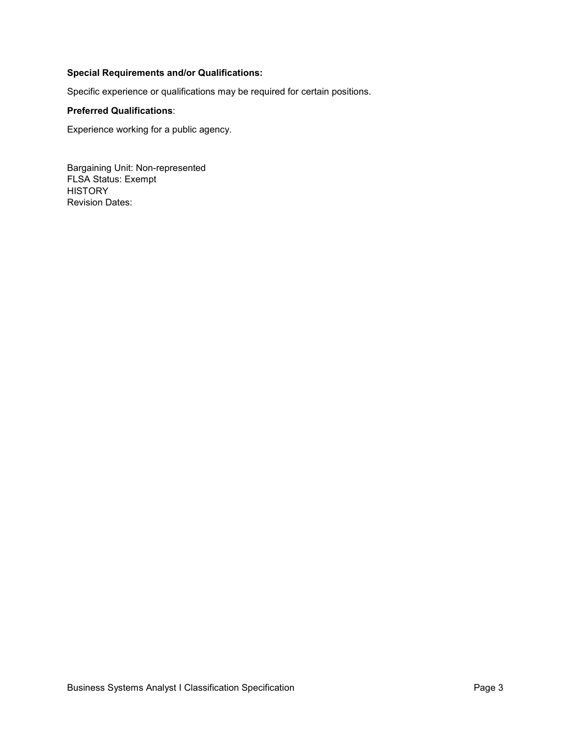**Special Requirements and/or Qualifications:**

Specific experience or qualifications may be required for certain positions.

**Preferred Qualifications**:

Experience working for a public agency.

Bargaining Unit: Non-represented
FLSA Status: Exempt
HISTORY
Revision Dates: